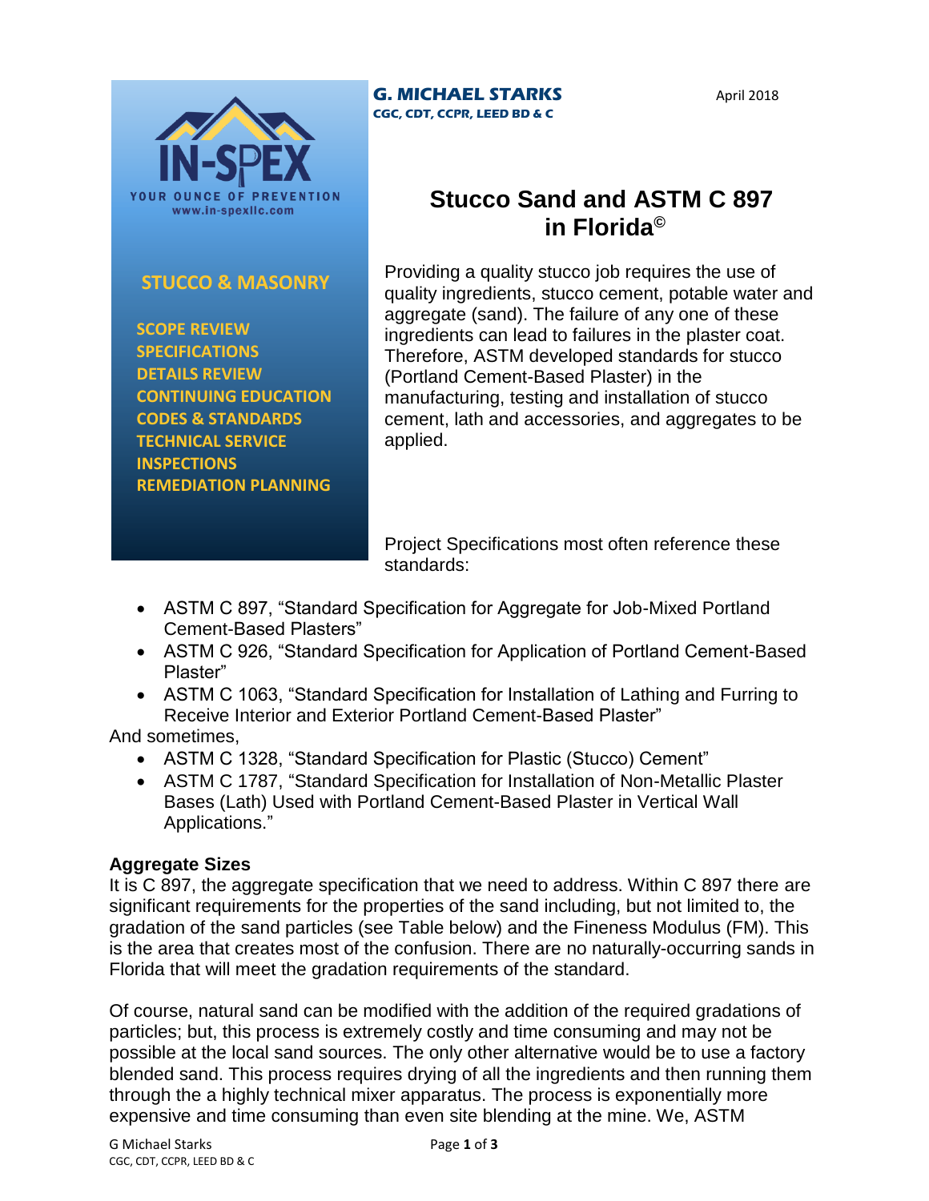**G. MICHAEL STARKS**
**CGC, CDT, CCPR, LEED BD & C**

April 2018

IN-SPEX
YOUR OUNCE OF PREVENTION
www.in-spexllc.com

**STUCCO & MASONRY**

**SCOPE REVIEW**
**SPECIFICATIONS**
**DETAILS REVIEW**
**CONTINUING EDUCATION**
**CODES & STANDARDS**
**TECHNICAL SERVICE**
**INSPECTIONS**
**REMEDIATION PLANNING**

# Stucco Sand and ASTM C 897 in Florida©

Providing a quality stucco job requires the use of quality ingredients, stucco cement, potable water and aggregate (sand). The failure of any one of these ingredients can lead to failures in the plaster coat. Therefore, ASTM developed standards for stucco (Portland Cement-Based Plaster) in the manufacturing, testing and installation of stucco cement, lath and accessories, and aggregates to be applied.

Project Specifications most often reference these standards:

- ASTM C 897, "Standard Specification for Aggregate for Job-Mixed Portland Cement-Based Plasters"
- ASTM C 926, "Standard Specification for Application of Portland Cement-Based Plaster"
- ASTM C 1063, "Standard Specification for Installation of Lathing and Furring to Receive Interior and Exterior Portland Cement-Based Plaster"

And sometimes,

- ASTM C 1328, "Standard Specification for Plastic (Stucco) Cement"
- ASTM C 1787, "Standard Specification for Installation of Non-Metallic Plaster Bases (Lath) Used with Portland Cement-Based Plaster in Vertical Wall Applications."

## Aggregate Sizes

It is C 897, the aggregate specification that we need to address. Within C 897 there are significant requirements for the properties of the sand including, but not limited to, the gradation of the sand particles (see Table below) and the Fineness Modulus (FM). This is the area that creates most of the confusion. There are no naturally-occurring sands in Florida that will meet the gradation requirements of the standard.

Of course, natural sand can be modified with the addition of the required gradations of particles; but, this process is extremely costly and time consuming and may not be possible at the local sand sources. The only other alternative would be to use a factory blended sand. This process requires drying of all the ingredients and then running them through the a highly technical mixer apparatus. The process is exponentially more expensive and time consuming than even site blending at the mine. We, ASTM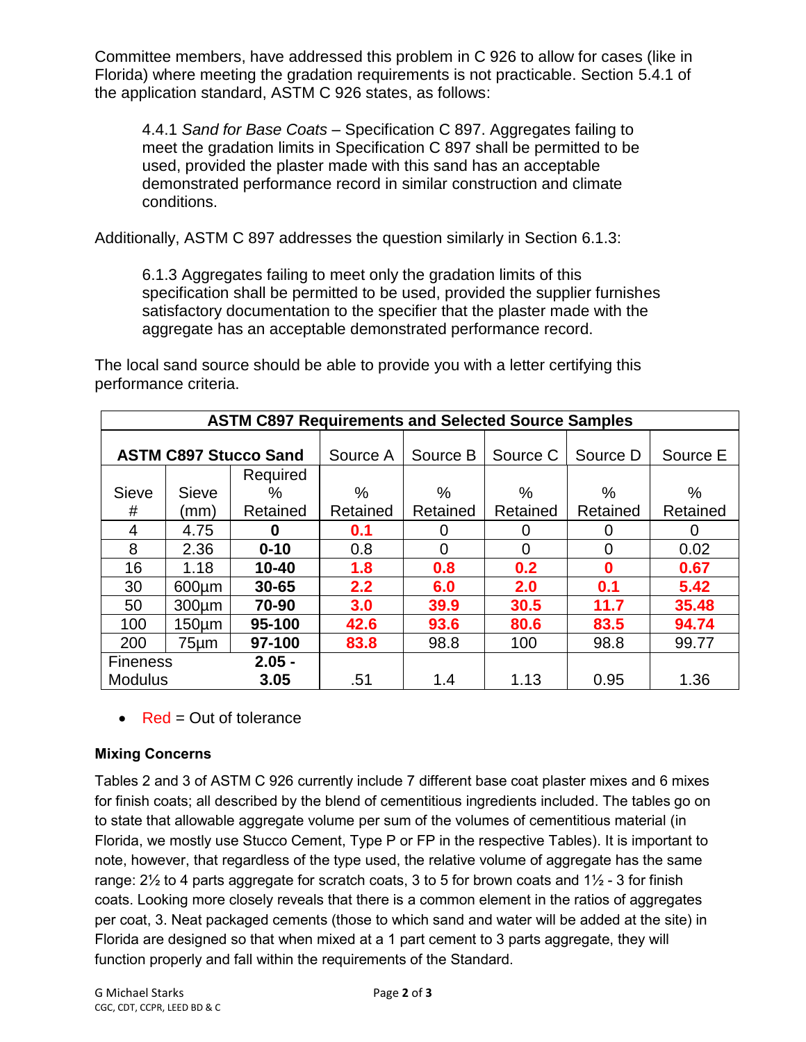Committee members, have addressed this problem in C 926 to allow for cases (like in Florida) where meeting the gradation requirements is not practicable. Section 5.4.1 of the application standard, ASTM C 926 states, as follows:

> 4.4.1 *Sand for Base Coats* – Specification C 897. Aggregates failing to meet the gradation limits in Specification C 897 shall be permitted to be used, provided the plaster made with this sand has an acceptable demonstrated performance record in similar construction and climate conditions.

Additionally, ASTM C 897 addresses the question similarly in Section 6.1.3:

> 6.1.3 Aggregates failing to meet only the gradation limits of this specification shall be permitted to be used, provided the supplier furnishes satisfactory documentation to the specifier that the plaster made with the aggregate has an acceptable demonstrated performance record.

The local sand source should be able to provide you with a letter certifying this performance criteria.

| **ASTM C897 Requirements and Selected Source Samples** | | | | | | | |
|---|---|---|---|---|---|---|---|
| **ASTM C897 Stucco Sand** | | | Source A | Source B | Source C | Source D | Source E |
| Sieve # | Sieve (mm) | Required % Retained | % Retained | % Retained | % Retained | % Retained | % Retained |
| 4 | 4.75 | **0** | **0.1** | 0 | 0 | 0 | 0 |
| 8 | 2.36 | **0-10** | 0.8 | 0 | 0 | 0 | 0.02 |
| 16 | 1.18 | **10-40** | **1.8** | **0.8** | **0.2** | **0** | **0.67** |
| 30 | 600µm | **30-65** | **2.2** | **6.0** | **2.0** | **0.1** | **5.42** |
| 50 | 300µm | **70-90** | **3.0** | **39.9** | **30.5** | **11.7** | **35.48** |
| 100 | 150µm | **95-100** | **42.6** | **93.6** | **80.6** | **83.5** | **94.74** |
| 200 | 75µm | **97-100** | **83.8** | 98.8 | 100 | 98.8 | 99.77 |
| Fineness Modulus | | **2.05 - 3.05** | .51 | 1.4 | 1.13 | 0.95 | 1.36 |

- Red = Out of tolerance

**Mixing Concerns**

Tables 2 and 3 of ASTM C 926 currently include 7 different base coat plaster mixes and 6 mixes for finish coats; all described by the blend of cementitious ingredients included. The tables go on to state that allowable aggregate volume per sum of the volumes of cementitious material (in Florida, we mostly use Stucco Cement, Type P or FP in the respective Tables). It is important to note, however, that regardless of the type used, the relative volume of aggregate has the same range: 2½ to 4 parts aggregate for scratch coats, 3 to 5 for brown coats and 1½ - 3 for finish coats. Looking more closely reveals that there is a common element in the ratios of aggregates per coat, 3. Neat packaged cements (those to which sand and water will be added at the site) in Florida are designed so that when mixed at a 1 part cement to 3 parts aggregate, they will function properly and fall within the requirements of the Standard.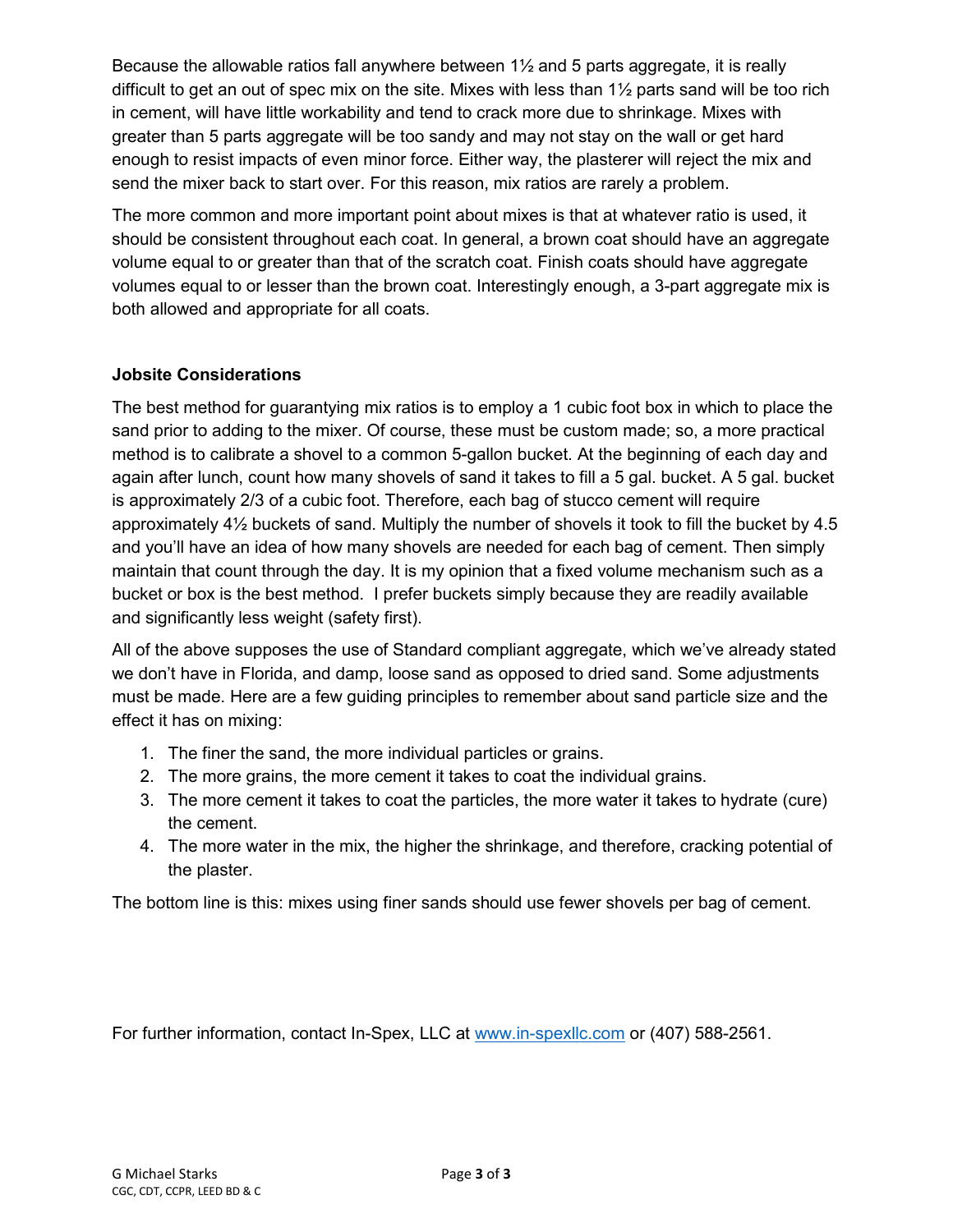Because the allowable ratios fall anywhere between 1½ and 5 parts aggregate, it is really difficult to get an out of spec mix on the site. Mixes with less than 1½ parts sand will be too rich in cement, will have little workability and tend to crack more due to shrinkage. Mixes with greater than 5 parts aggregate will be too sandy and may not stay on the wall or get hard enough to resist impacts of even minor force. Either way, the plasterer will reject the mix and send the mixer back to start over. For this reason, mix ratios are rarely a problem.

The more common and more important point about mixes is that at whatever ratio is used, it should be consistent throughout each coat. In general, a brown coat should have an aggregate volume equal to or greater than that of the scratch coat. Finish coats should have aggregate volumes equal to or lesser than the brown coat. Interestingly enough, a 3-part aggregate mix is both allowed and appropriate for all coats.

**Jobsite Considerations**

The best method for guarantying mix ratios is to employ a 1 cubic foot box in which to place the sand prior to adding to the mixer. Of course, these must be custom made; so, a more practical method is to calibrate a shovel to a common 5-gallon bucket. At the beginning of each day and again after lunch, count how many shovels of sand it takes to fill a 5 gal. bucket. A 5 gal. bucket is approximately 2/3 of a cubic foot. Therefore, each bag of stucco cement will require approximately 4½ buckets of sand. Multiply the number of shovels it took to fill the bucket by 4.5 and you'll have an idea of how many shovels are needed for each bag of cement. Then simply maintain that count through the day. It is my opinion that a fixed volume mechanism such as a bucket or box is the best method. I prefer buckets simply because they are readily available and significantly less weight (safety first).

All of the above supposes the use of Standard compliant aggregate, which we've already stated we don't have in Florida, and damp, loose sand as opposed to dried sand. Some adjustments must be made. Here are a few guiding principles to remember about sand particle size and the effect it has on mixing:

1. The finer the sand, the more individual particles or grains.
2. The more grains, the more cement it takes to coat the individual grains.
3. The more cement it takes to coat the particles, the more water it takes to hydrate (cure) the cement.
4. The more water in the mix, the higher the shrinkage, and therefore, cracking potential of the plaster.

The bottom line is this: mixes using finer sands should use fewer shovels per bag of cement.

For further information, contact In-Spex, LLC at [www.in-spexllc.com](http://www.in-spexllc.com) or (407) 588-2561.

G Michael Starks
CGC, CDT, CCPR, LEED BD & C